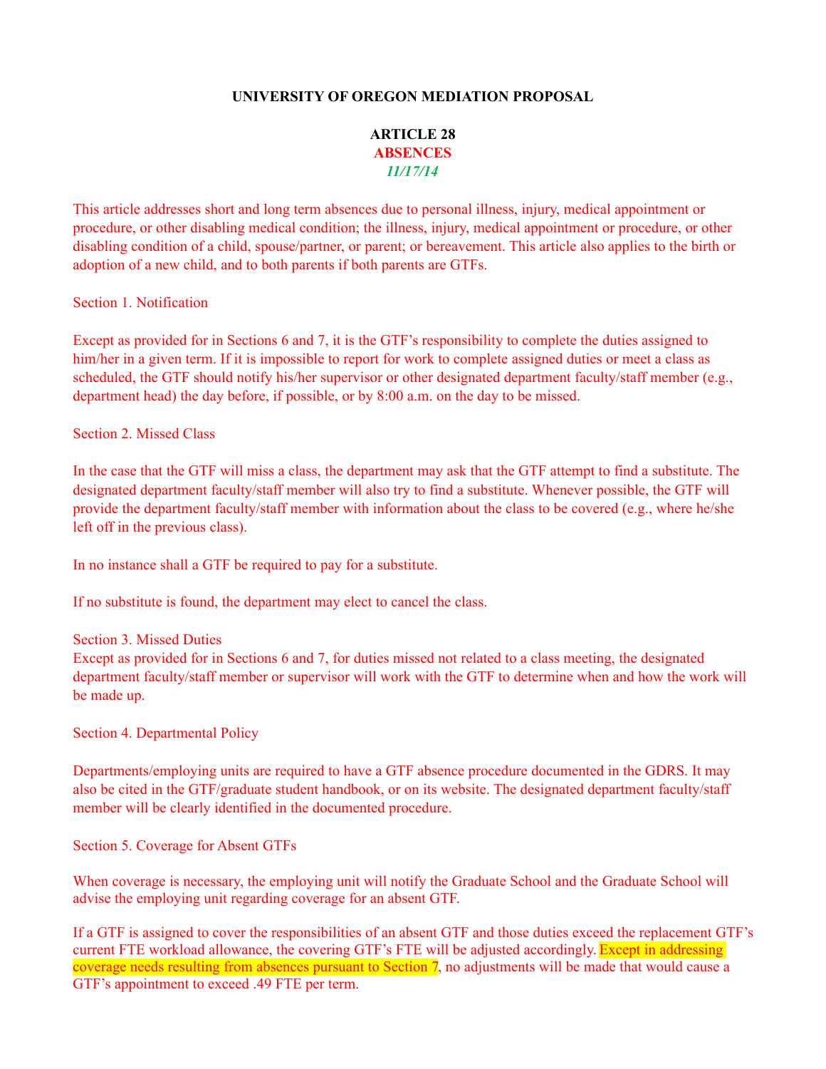**UNIVERSITY OF OREGON MEDIATION PROPOSAL**

**ARTICLE 28**
**ABSENCES**
***11/17/14***

This article addresses short and long term absences due to personal illness, injury, medical appointment or procedure, or other disabling medical condition; the illness, injury, medical appointment or procedure, or other disabling condition of a child, spouse/partner, or parent; or bereavement. This article also applies to the birth or adoption of a new child, and to both parents if both parents are GTFs.

Section 1. Notification

Except as provided for in Sections 6 and 7, it is the GTF's responsibility to complete the duties assigned to him/her in a given term. If it is impossible to report for work to complete assigned duties or meet a class as scheduled, the GTF should notify his/her supervisor or other designated department faculty/staff member (e.g., department head) the day before, if possible, or by 8:00 a.m. on the day to be missed.

Section 2. Missed Class

In the case that the GTF will miss a class, the department may ask that the GTF attempt to find a substitute. The designated department faculty/staff member will also try to find a substitute. Whenever possible, the GTF will provide the department faculty/staff member with information about the class to be covered (e.g., where he/she left off in the previous class).

In no instance shall a GTF be required to pay for a substitute.

If no substitute is found, the department may elect to cancel the class.

Section 3. Missed Duties

Except as provided for in Sections 6 and 7, for duties missed not related to a class meeting, the designated department faculty/staff member or supervisor will work with the GTF to determine when and how the work will be made up.

Section 4. Departmental Policy

Departments/employing units are required to have a GTF absence procedure documented in the GDRS. It may also be cited in the GTF/graduate student handbook, or on its website. The designated department faculty/staff member will be clearly identified in the documented procedure.

Section 5. Coverage for Absent GTFs

When coverage is necessary, the employing unit will notify the Graduate School and the Graduate School will advise the employing unit regarding coverage for an absent GTF.

If a GTF is assigned to cover the responsibilities of an absent GTF and those duties exceed the replacement GTF's current FTE workload allowance, the covering GTF's FTE will be adjusted accordingly. Except in addressing coverage needs resulting from absences pursuant to Section 7, no adjustments will be made that would cause a GTF's appointment to exceed .49 FTE per term.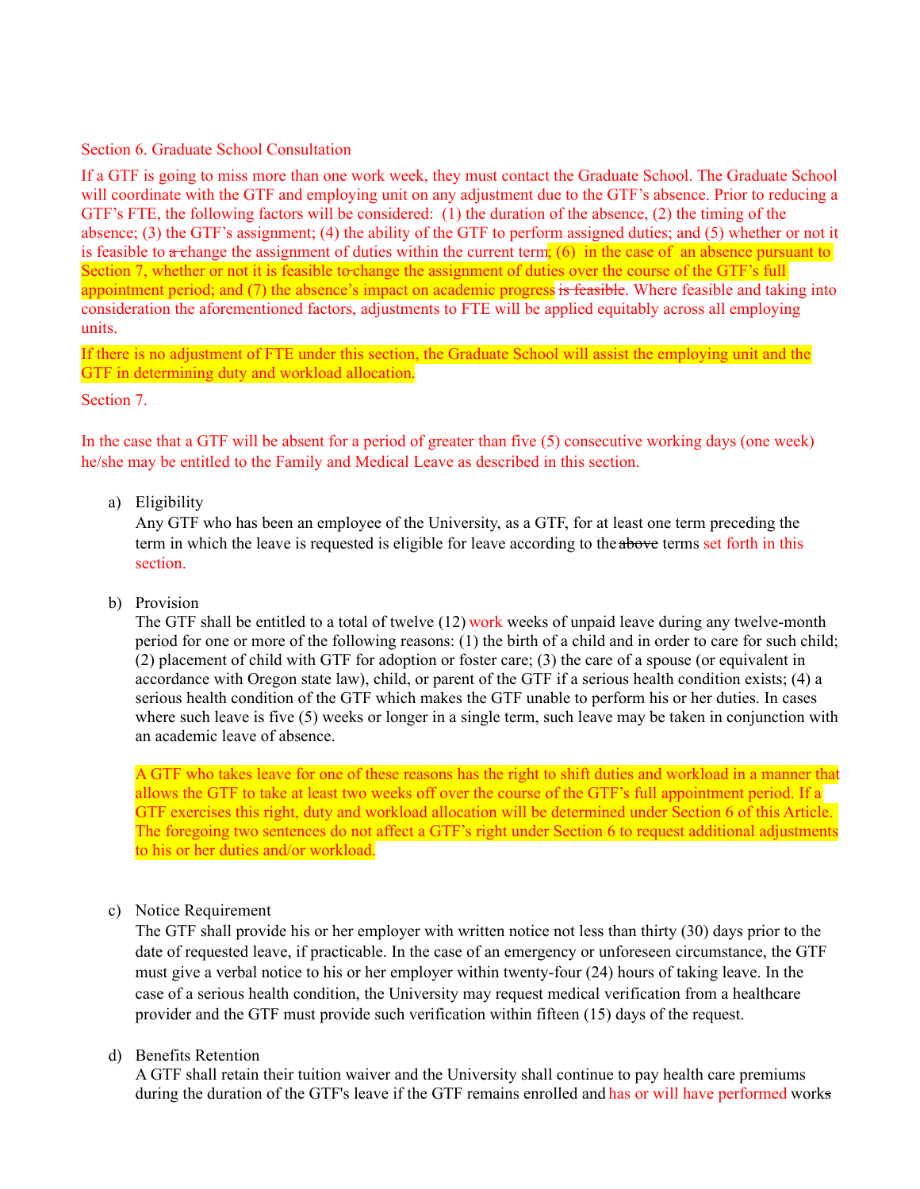Section 6. Graduate School Consultation

If a GTF is going to miss more than one work week, they must contact the Graduate School. The Graduate School will coordinate with the GTF and employing unit on any adjustment due to the GTF's absence. Prior to reducing a GTF's FTE, the following factors will be considered: (1) the duration of the absence, (2) the timing of the absence; (3) the GTF's assignment; (4) the ability of the GTF to perform assigned duties; and (5) whether or not it is feasible to ~~a~~ change the assignment of duties within the current term; (6) in the case of an absence pursuant to Section 7, whether or not it is feasible to change the assignment of duties over the course of the GTF's full appointment period; and (7) the absence's impact on academic progress ~~is feasible~~. Where feasible and taking into consideration the aforementioned factors, adjustments to FTE will be applied equitably across all employing units.

If there is no adjustment of FTE under this section, the Graduate School will assist the employing unit and the GTF in determining duty and workload allocation.

Section 7.

In the case that a GTF will be absent for a period of greater than five (5) consecutive working days (one week) he/she may be entitled to the Family and Medical Leave as described in this section.

a) Eligibility
Any GTF who has been an employee of the University, as a GTF, for at least one term preceding the term in which the leave is requested is eligible for leave according to the ~~above~~ terms set forth in this section.

b) Provision
The GTF shall be entitled to a total of twelve (12) work weeks of unpaid leave during any twelve-month period for one or more of the following reasons: (1) the birth of a child and in order to care for such child; (2) placement of child with GTF for adoption or foster care; (3) the care of a spouse (or equivalent in accordance with Oregon state law), child, or parent of the GTF if a serious health condition exists; (4) a serious health condition of the GTF which makes the GTF unable to perform his or her duties. In cases where such leave is five (5) weeks or longer in a single term, such leave may be taken in conjunction with an academic leave of absence.

A GTF who takes leave for one of these reasons has the right to shift duties and workload in a manner that allows the GTF to take at least two weeks off over the course of the GTF's full appointment period. If a GTF exercises this right, duty and workload allocation will be determined under Section 6 of this Article. The foregoing two sentences do not affect a GTF's right under Section 6 to request additional adjustments to his or her duties and/or workload.

c) Notice Requirement
The GTF shall provide his or her employer with written notice not less than thirty (30) days prior to the date of requested leave, if practicable. In the case of an emergency or unforeseen circumstance, the GTF must give a verbal notice to his or her employer within twenty-four (24) hours of taking leave. In the case of a serious health condition, the University may request medical verification from a healthcare provider and the GTF must provide such verification within fifteen (15) days of the request.

d) Benefits Retention
A GTF shall retain their tuition waiver and the University shall continue to pay health care premiums during the duration of the GTF's leave if the GTF remains enrolled and has or will have performed work~~s~~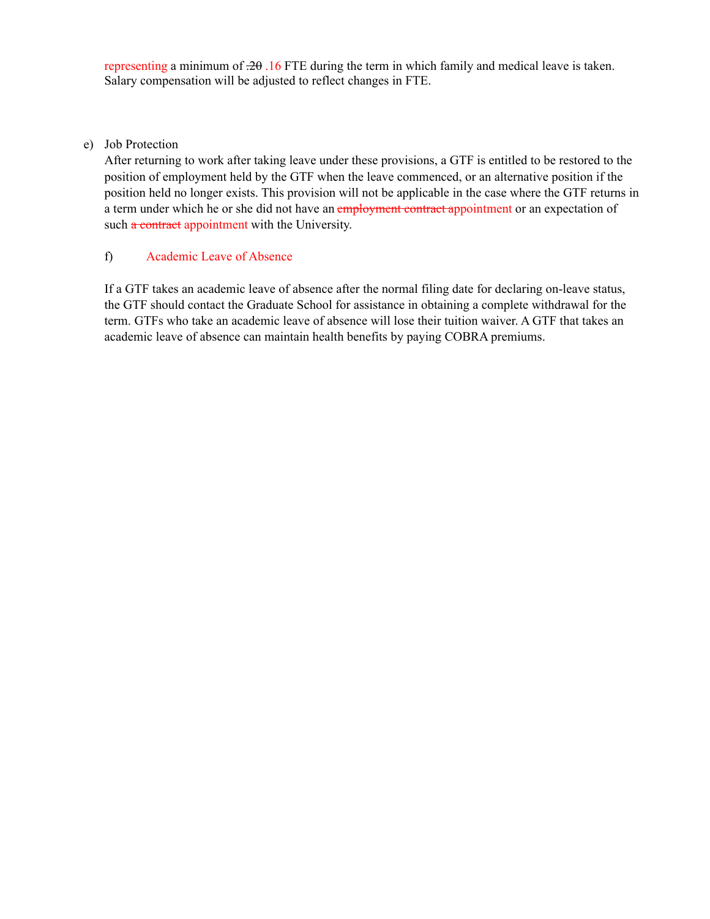representing a minimum of ~~.20~~ .16 FTE during the term in which family and medical leave is taken. Salary compensation will be adjusted to reflect changes in FTE.

e) Job Protection

After returning to work after taking leave under these provisions, a GTF is entitled to be restored to the position of employment held by the GTF when the leave commenced, or an alternative position if the position held no longer exists. This provision will not be applicable in the case where the GTF returns in a term under which he or she did not have an ~~employment contract~~ appointment or an expectation of such ~~a contract~~ appointment with the University.

f) Academic Leave of Absence

If a GTF takes an academic leave of absence after the normal filing date for declaring on-leave status, the GTF should contact the Graduate School for assistance in obtaining a complete withdrawal for the term. GTFs who take an academic leave of absence will lose their tuition waiver. A GTF that takes an academic leave of absence can maintain health benefits by paying COBRA premiums.